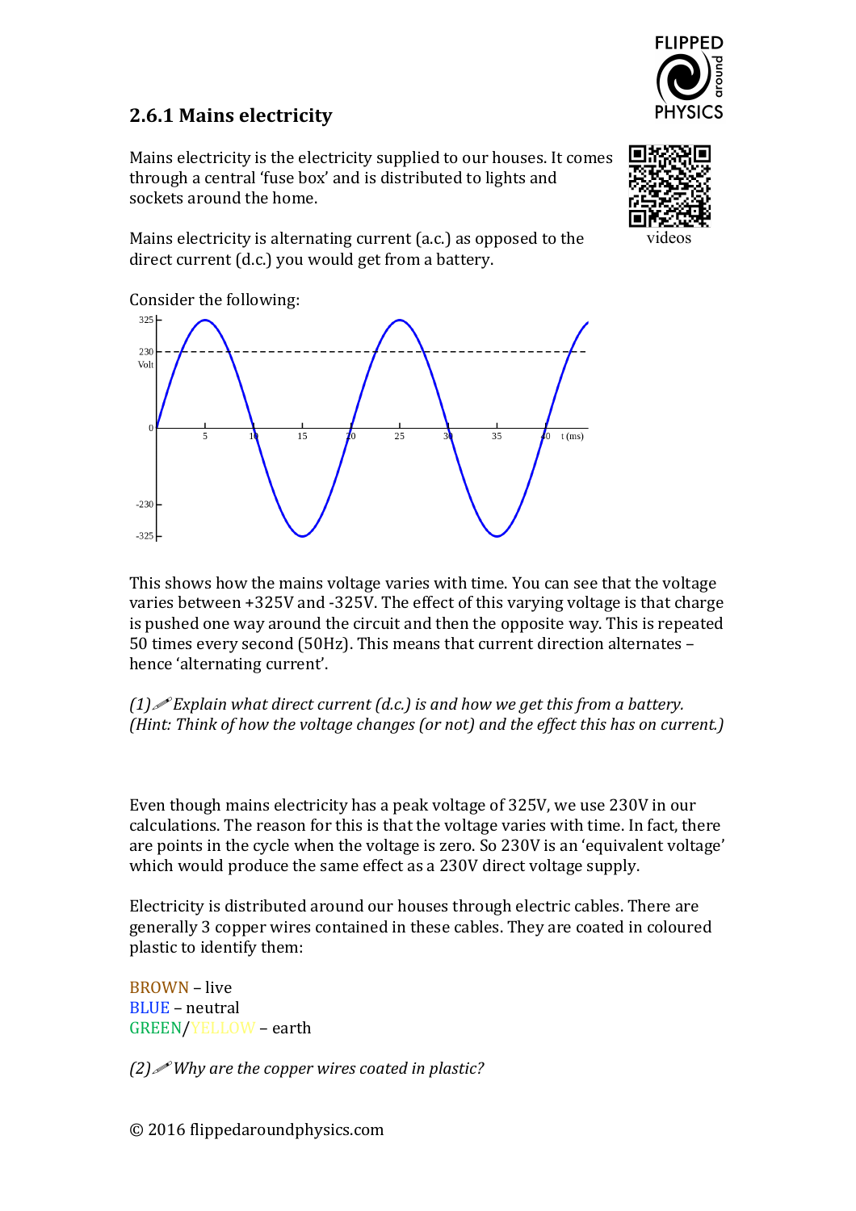## 2.6.1 Mains electricity

Mains electricity is the electricity supplied to our houses. It comes through a central 'fuse box' and is distributed to lights and sockets around the home.

videos

Mains electricity is alternating current (a.c.) as opposed to the direct current (d.c.) you would get from a battery.

Consider the following:

325
230
Volt
0
-230
-325
5 10 15 20 25 30 35 40 t (ms)

This shows how the mains voltage varies with time. You can see that the voltage varies between +325V and -325V. The effect of this varying voltage is that charge is pushed one way around the circuit and then the opposite way. This is repeated 50 times every second (50Hz). This means that current direction alternates – hence 'alternating current'.

*(1)✎Explain what direct current (d.c.) is and how we get this from a battery. (Hint: Think of how the voltage changes (or not) and the effect this has on current.)*

Even though mains electricity has a peak voltage of 325V, we use 230V in our calculations. The reason for this is that the voltage varies with time. In fact, there are points in the cycle when the voltage is zero. So 230V is an 'equivalent voltage' which would produce the same effect as a 230V direct voltage supply.

Electricity is distributed around our houses through electric cables. There are generally 3 copper wires contained in these cables. They are coated in coloured plastic to identify them:

BROWN – live
BLUE – neutral
GREEN/YELLOW – earth

*(2)✎Why are the copper wires coated in plastic?*

© 2016 flippedaroundphysics.com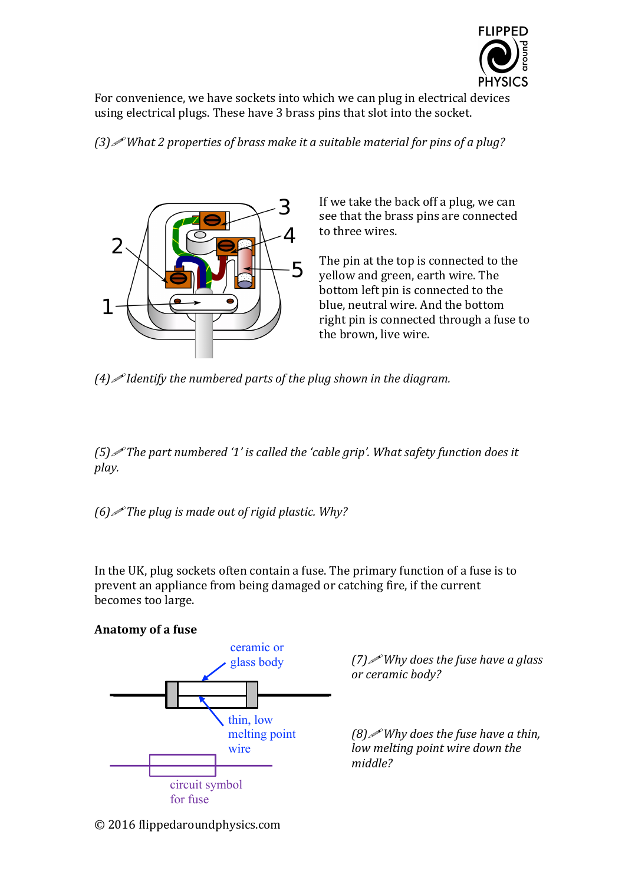For convenience, we have sockets into which we can plug in electrical devices using electrical plugs. These have 3 brass pins that slot into the socket.

*(3)✐What 2 properties of brass make it a suitable material for pins of a plug?*

If we take the back off a plug, we can see that the brass pins are connected to three wires.

The pin at the top is connected to the yellow and green, earth wire. The bottom left pin is connected to the blue, neutral wire. And the bottom right pin is connected through a fuse to the brown, live wire.

*(4)✐Identify the numbered parts of the plug shown in the diagram.*

*(5)✐The part numbered '1' is called the 'cable grip'. What safety function does it play.*

*(6)✐The plug is made out of rigid plastic. Why?*

In the UK, plug sockets often contain a fuse. The primary function of a fuse is to prevent an appliance from being damaged or catching fire, if the current becomes too large.

**Anatomy of a fuse**

ceramic or glass body

thin, low melting point wire

circuit symbol for fuse

*(7)✐Why does the fuse have a glass or ceramic body?*

*(8)✐Why does the fuse have a thin, low melting point wire down the middle?*

© 2016 flippedaroundphysics.com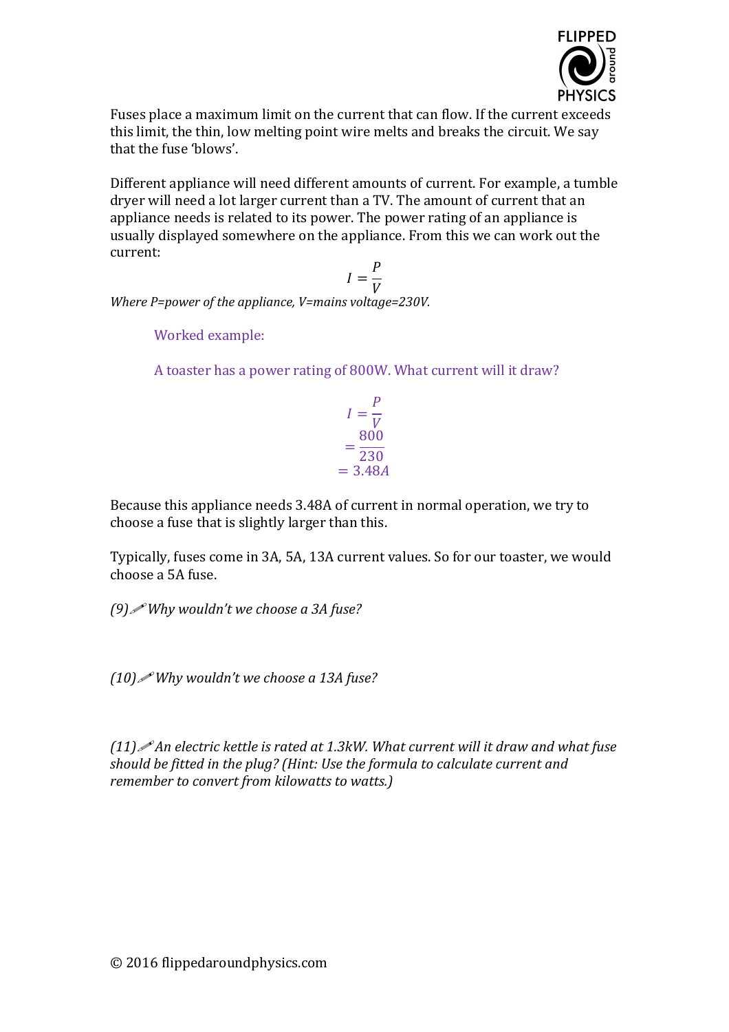Fuses place a maximum limit on the current that can flow. If the current exceeds this limit, the thin, low melting point wire melts and breaks the circuit. We say that the fuse 'blows'.

Different appliance will need different amounts of current. For example, a tumble dryer will need a lot larger current than a TV. The amount of current that an appliance needs is related to its power. The power rating of an appliance is usually displayed somewhere on the appliance. From this we can work out the current:

$$I = \frac{P}{V}$$

*Where P=power of the appliance, V=mains voltage=230V.*

Worked example:

A toaster has a power rating of 800W. What current will it draw?

$$I = \frac{P}{V}$$
$$= \frac{800}{230}$$
$$= 3.48A$$

Because this appliance needs 3.48A of current in normal operation, we try to choose a fuse that is slightly larger than this.

Typically, fuses come in 3A, 5A, 13A current values. So for our toaster, we would choose a 5A fuse.

*(9)✏Why wouldn't we choose a 3A fuse?*

*(10)✏Why wouldn't we choose a 13A fuse?*

*(11)✏An electric kettle is rated at 1.3kW. What current will it draw and what fuse should be fitted in the plug? (Hint: Use the formula to calculate current and remember to convert from kilowatts to watts.)*

© 2016 flippedaroundphysics.com